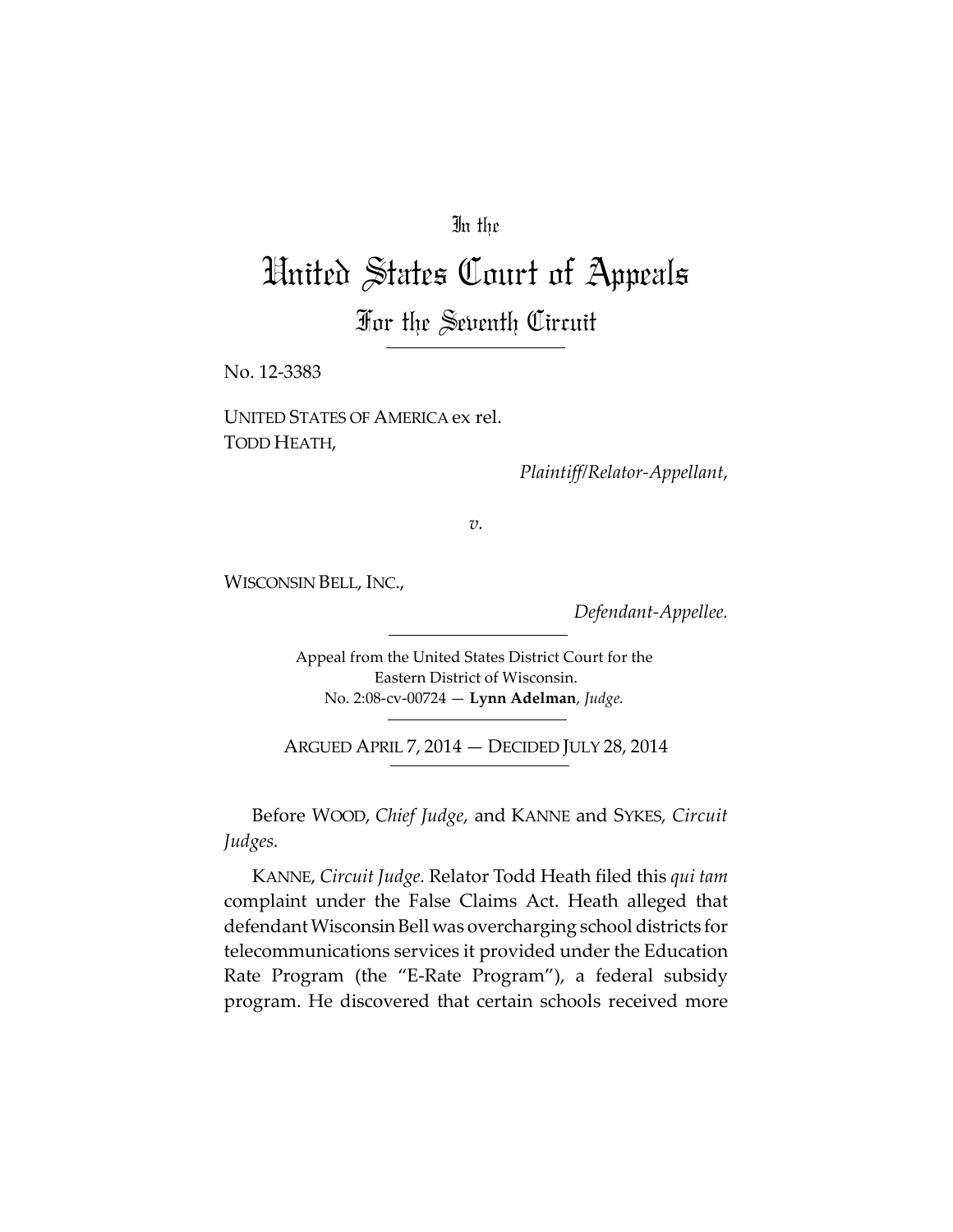In the

# United States Court of Appeals

## For the Seventh Circuit

No. 12-3383

UNITED STATES OF AMERICA ex rel. TODD HEATH,

*Plaintiff/Relator-Appellant*,

*v.*

WISCONSIN BELL, INC.,

*Defendant-Appellee.*

Appeal from the United States District Court for the Eastern District of Wisconsin.
No. 2:08-cv-00724 — **Lynn Adelman**, *Judge.*

ARGUED APRIL 7, 2014 — DECIDED JULY 28, 2014

Before WOOD, *Chief Judge*, and KANNE and SYKES, *Circuit Judges.*

KANNE, *Circuit Judge.* Relator Todd Heath filed this *qui tam* complaint under the False Claims Act. Heath alleged that defendant Wisconsin Bell was overcharging school districts for telecommunications services it provided under the Education Rate Program (the "E-Rate Program"), a federal subsidy program. He discovered that certain schools received more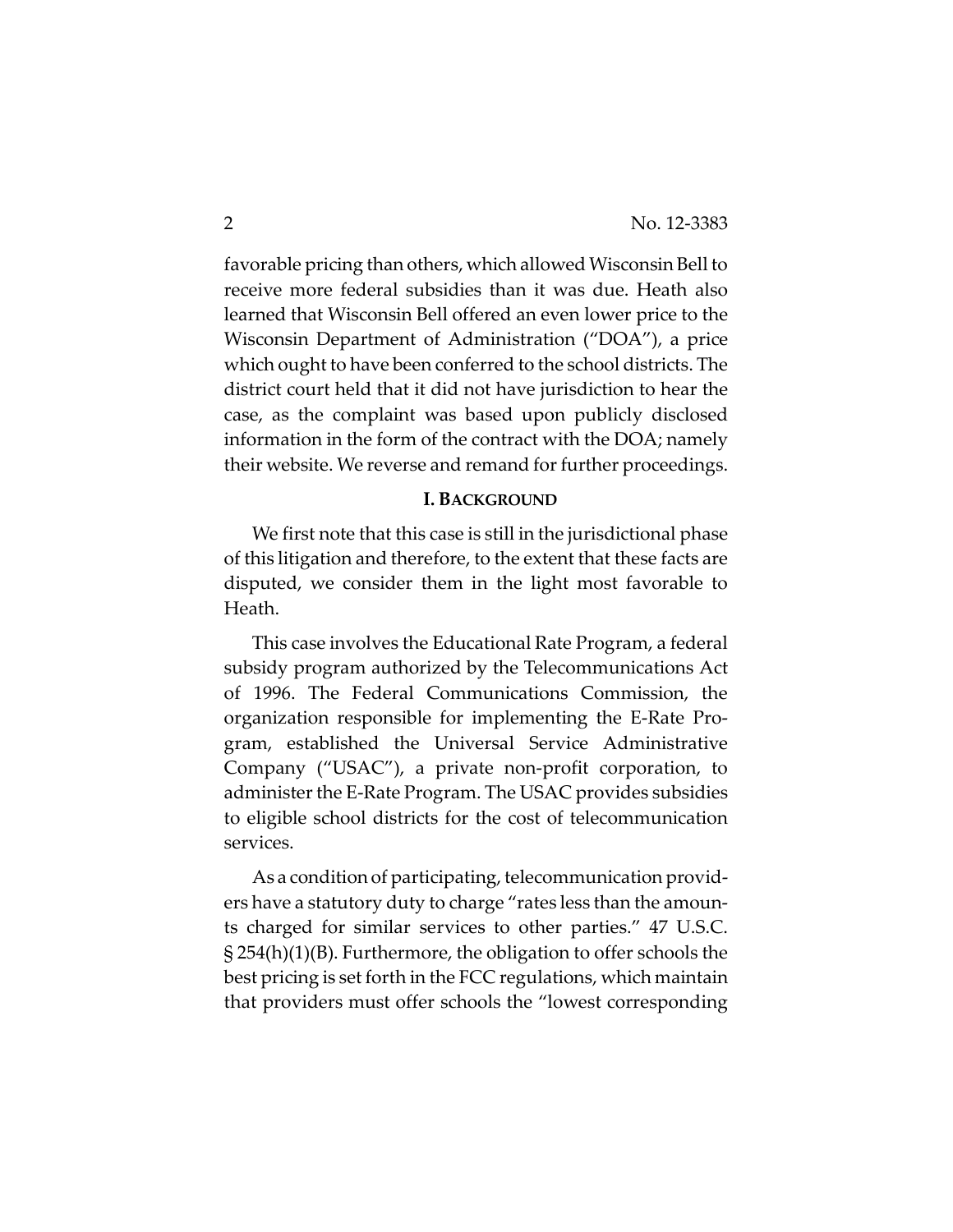favorable pricing than others, which allowed Wisconsin Bell to receive more federal subsidies than it was due. Heath also learned that Wisconsin Bell offered an even lower price to the Wisconsin Department of Administration ("DOA"), a price which ought to have been conferred to the school districts. The district court held that it did not have jurisdiction to hear the case, as the complaint was based upon publicly disclosed information in the form of the contract with the DOA; namely their website. We reverse and remand for further proceedings.

## I. BACKGROUND

We first note that this case is still in the jurisdictional phase of this litigation and therefore, to the extent that these facts are disputed, we consider them in the light most favorable to Heath.

This case involves the Educational Rate Program, a federal subsidy program authorized by the Telecommunications Act of 1996. The Federal Communications Commission, the organization responsible for implementing the E-Rate Program, established the Universal Service Administrative Company ("USAC"), a private non-profit corporation, to administer the E-Rate Program. The USAC provides subsidies to eligible school districts for the cost of telecommunication services.

As a condition of participating, telecommunication providers have a statutory duty to charge "rates less than the amounts charged for similar services to other parties." 47 U.S.C. § 254(h)(1)(B). Furthermore, the obligation to offer schools the best pricing is set forth in the FCC regulations, which maintain that providers must offer schools the "lowest corresponding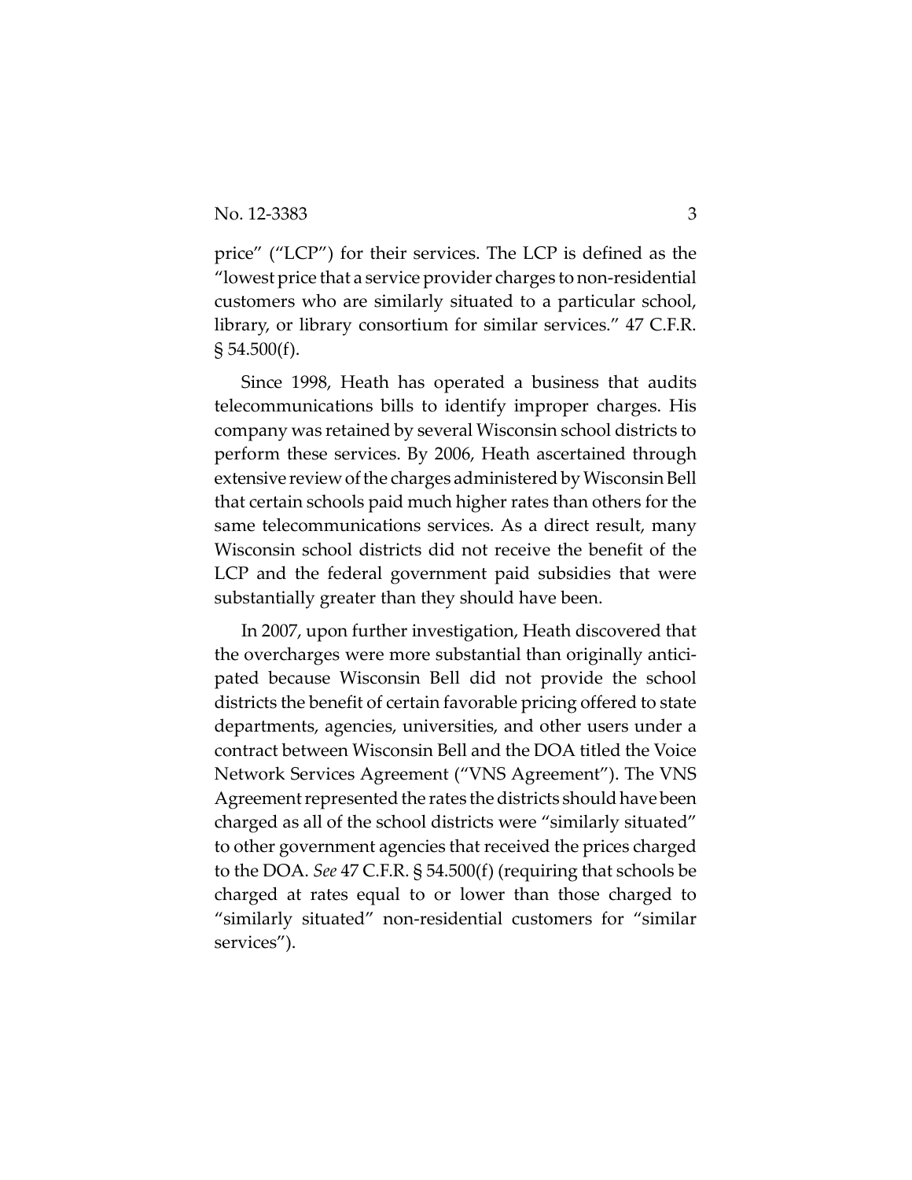price" ("LCP") for their services. The LCP is defined as the "lowest price that a service provider charges to non-residential customers who are similarly situated to a particular school, library, or library consortium for similar services." 47 C.F.R. § 54.500(f).

Since 1998, Heath has operated a business that audits telecommunications bills to identify improper charges. His company was retained by several Wisconsin school districts to perform these services. By 2006, Heath ascertained through extensive review of the charges administered by Wisconsin Bell that certain schools paid much higher rates than others for the same telecommunications services. As a direct result, many Wisconsin school districts did not receive the benefit of the LCP and the federal government paid subsidies that were substantially greater than they should have been.

In 2007, upon further investigation, Heath discovered that the overcharges were more substantial than originally anticipated because Wisconsin Bell did not provide the school districts the benefit of certain favorable pricing offered to state departments, agencies, universities, and other users under a contract between Wisconsin Bell and the DOA titled the Voice Network Services Agreement ("VNS Agreement"). The VNS Agreement represented the rates the districts should have been charged as all of the school districts were "similarly situated" to other government agencies that received the prices charged to the DOA. *See* 47 C.F.R. § 54.500(f) (requiring that schools be charged at rates equal to or lower than those charged to "similarly situated" non-residential customers for "similar services").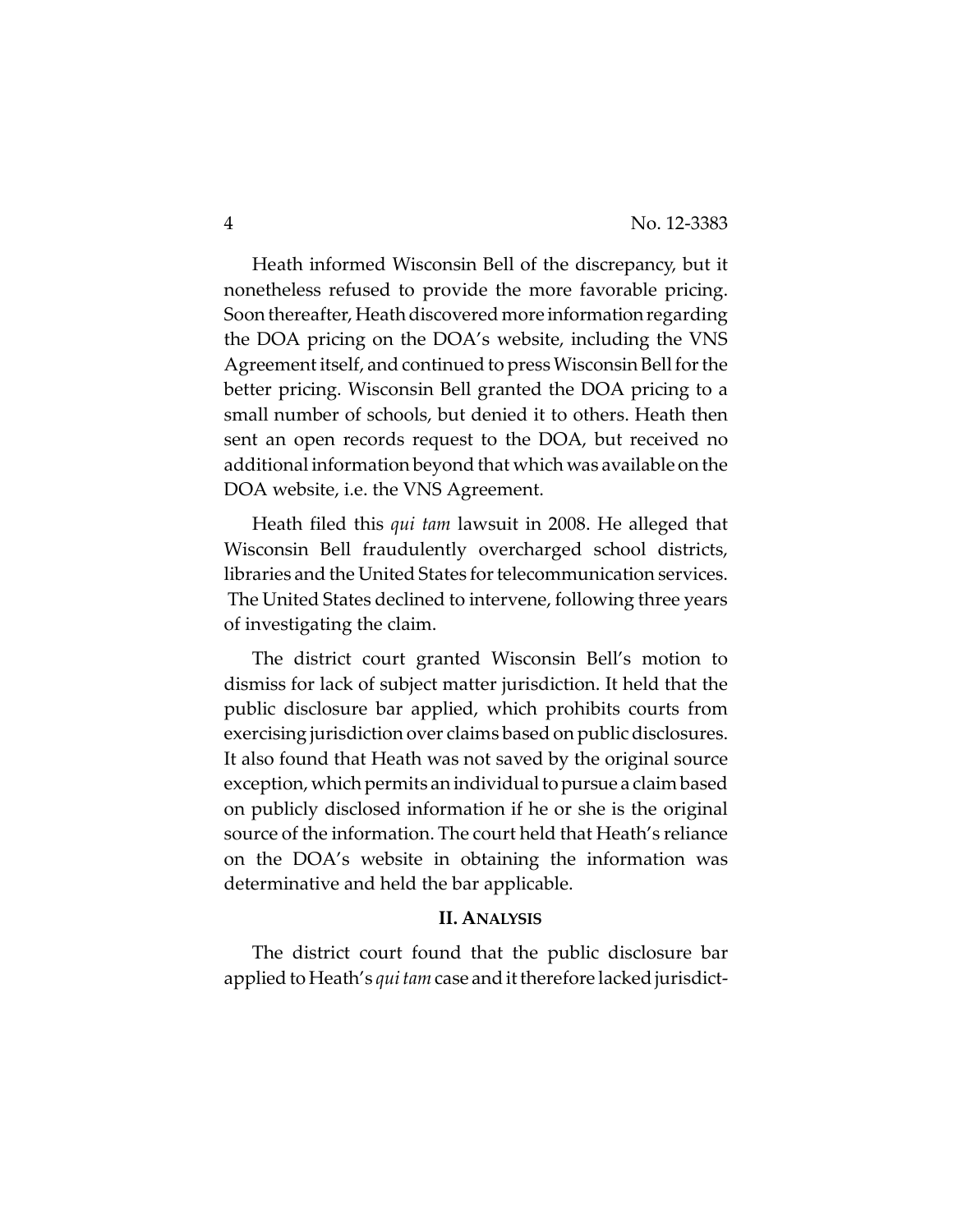Heath informed Wisconsin Bell of the discrepancy, but it nonetheless refused to provide the more favorable pricing. Soon thereafter, Heath discovered more information regarding the DOA pricing on the DOA's website, including the VNS Agreement itself, and continued to press Wisconsin Bell for the better pricing. Wisconsin Bell granted the DOA pricing to a small number of schools, but denied it to others. Heath then sent an open records request to the DOA, but received no additional information beyond that which was available on the DOA website, i.e. the VNS Agreement.

Heath filed this *qui tam* lawsuit in 2008. He alleged that Wisconsin Bell fraudulently overcharged school districts, libraries and the United States for telecommunication services. The United States declined to intervene, following three years of investigating the claim.

The district court granted Wisconsin Bell's motion to dismiss for lack of subject matter jurisdiction. It held that the public disclosure bar applied, which prohibits courts from exercising jurisdiction over claims based on public disclosures. It also found that Heath was not saved by the original source exception, which permits an individual to pursue a claim based on publicly disclosed information if he or she is the original source of the information. The court held that Heath's reliance on the DOA's website in obtaining the information was determinative and held the bar applicable.

## II. Analysis

The district court found that the public disclosure bar applied to Heath's *qui tam* case and it therefore lacked jurisdict-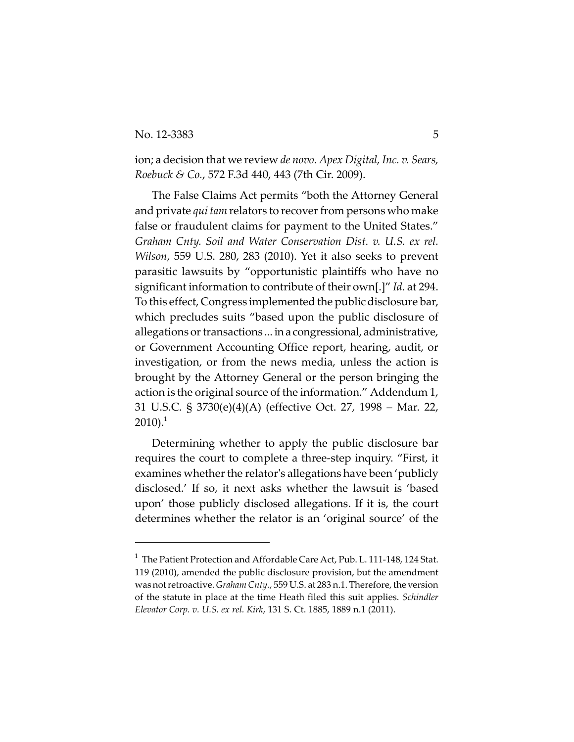ion; a decision that we review *de novo*. *Apex Digital, Inc. v. Sears, Roebuck & Co.*, 572 F.3d 440, 443 (7th Cir. 2009).

The False Claims Act permits "both the Attorney General and private *qui tam* relators to recover from persons who make false or fraudulent claims for payment to the United States." *Graham Cnty. Soil and Water Conservation Dist. v. U.S. ex rel. Wilson*, 559 U.S. 280, 283 (2010). Yet it also seeks to prevent parasitic lawsuits by "opportunistic plaintiffs who have no significant information to contribute of their own[.]" *Id*. at 294. To this effect, Congress implemented the public disclosure bar, which precludes suits "based upon the public disclosure of allegations or transactions ... in a congressional, administrative, or Government Accounting Office report, hearing, audit, or investigation, or from the news media, unless the action is brought by the Attorney General or the person bringing the action is the original source of the information." Addendum 1, 31 U.S.C. § 3730(e)(4)(A) (effective Oct. 27, 1998 – Mar. 22, 2010).[1]

Determining whether to apply the public disclosure bar requires the court to complete a three-step inquiry. "First, it examines whether the relator's allegations have been 'publicly disclosed.' If so, it next asks whether the lawsuit is 'based upon' those publicly disclosed allegations. If it is, the court determines whether the relator is an 'original source' of the

[1] The Patient Protection and Affordable Care Act, Pub. L. 111-148, 124 Stat. 119 (2010), amended the public disclosure provision, but the amendment was not retroactive. *Graham Cnty.*, 559 U.S. at 283 n.1. Therefore, the version of the statute in place at the time Heath filed this suit applies. *Schindler Elevator Corp. v. U.S. ex rel. Kirk*, 131 S. Ct. 1885, 1889 n.1 (2011).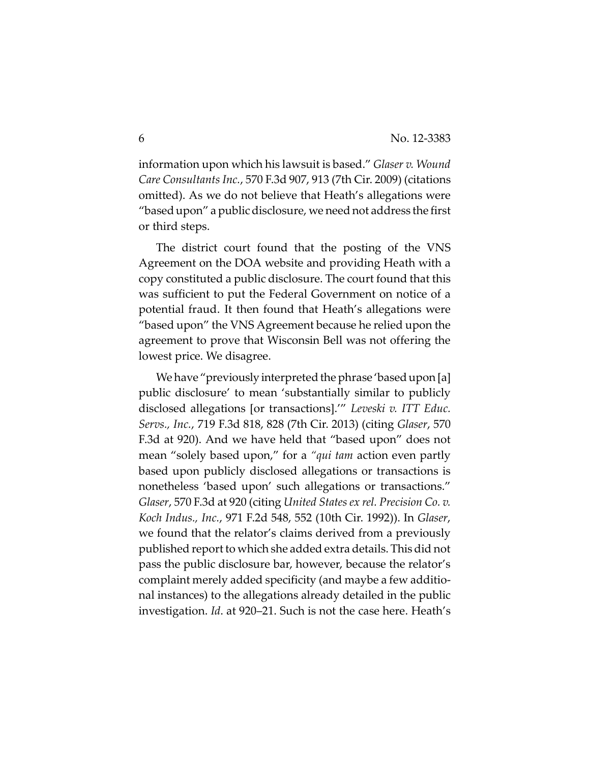information upon which his lawsuit is based." *Glaser v. Wound Care Consultants Inc.*, 570 F.3d 907, 913 (7th Cir. 2009) (citations omitted). As we do not believe that Heath's allegations were "based upon" a public disclosure, we need not address the first or third steps.

The district court found that the posting of the VNS Agreement on the DOA website and providing Heath with a copy constituted a public disclosure. The court found that this was sufficient to put the Federal Government on notice of a potential fraud. It then found that Heath's allegations were "based upon" the VNS Agreement because he relied upon the agreement to prove that Wisconsin Bell was not offering the lowest price. We disagree.

We have "previously interpreted the phrase 'based upon [a] public disclosure' to mean 'substantially similar to publicly disclosed allegations [or transactions].'" *Leveski v. ITT Educ. Servs., Inc.*, 719 F.3d 818, 828 (7th Cir. 2013) (citing *Glaser*, 570 F.3d at 920). And we have held that "based upon" does not mean "solely based upon," for a "*qui tam* action even partly based upon publicly disclosed allegations or transactions is nonetheless 'based upon' such allegations or transactions." *Glaser*, 570 F.3d at 920 (citing *United States ex rel. Precision Co. v. Koch Indus., Inc.*, 971 F.2d 548, 552 (10th Cir. 1992)). In *Glaser*, we found that the relator's claims derived from a previously published report to which she added extra details. This did not pass the public disclosure bar, however, because the relator's complaint merely added specificity (and maybe a few additional instances) to the allegations already detailed in the public investigation. *Id*. at 920–21. Such is not the case here. Heath's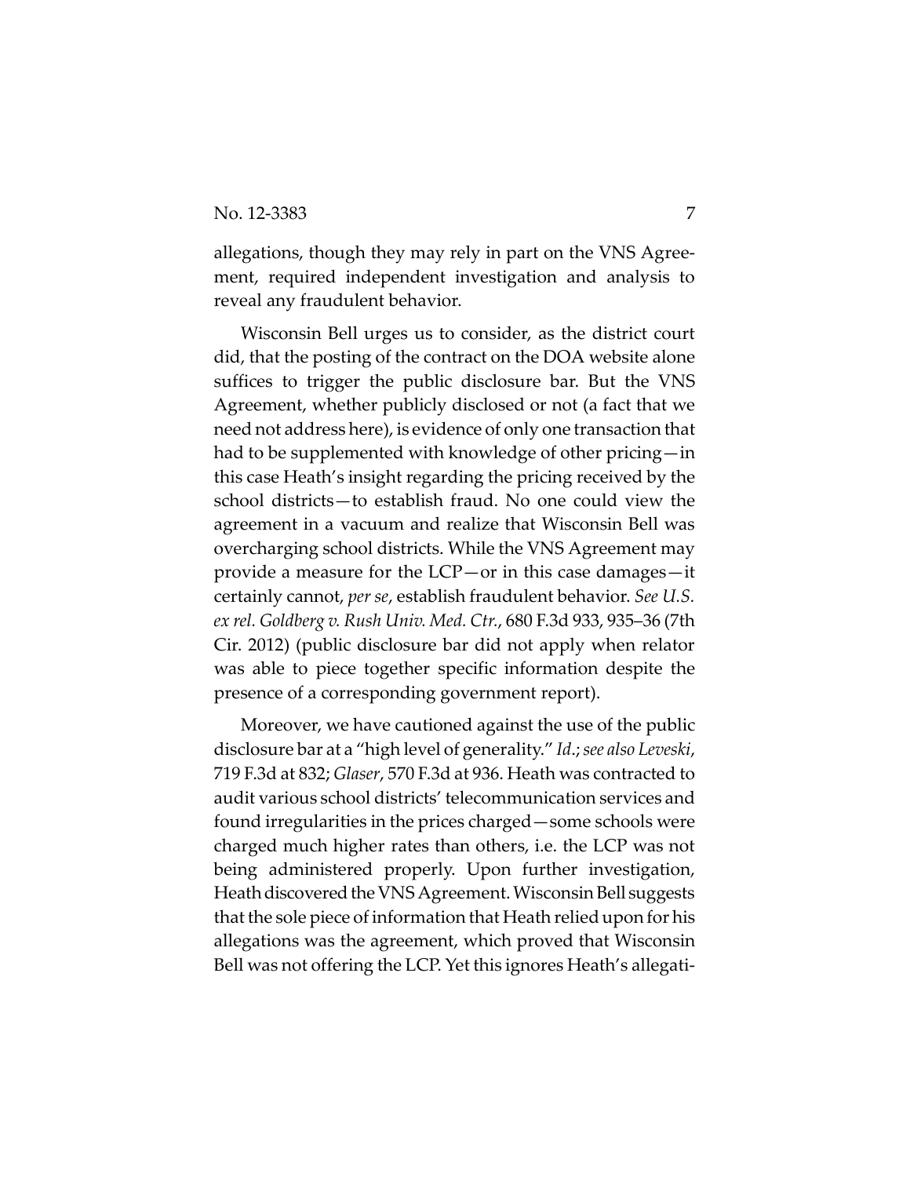allegations, though they may rely in part on the VNS Agreement, required independent investigation and analysis to reveal any fraudulent behavior.

Wisconsin Bell urges us to consider, as the district court did, that the posting of the contract on the DOA website alone suffices to trigger the public disclosure bar. But the VNS Agreement, whether publicly disclosed or not (a fact that we need not address here), is evidence of only one transaction that had to be supplemented with knowledge of other pricing—in this case Heath's insight regarding the pricing received by the school districts—to establish fraud. No one could view the agreement in a vacuum and realize that Wisconsin Bell was overcharging school districts. While the VNS Agreement may provide a measure for the LCP—or in this case damages—it certainly cannot, *per se*, establish fraudulent behavior. *See U.S. ex rel. Goldberg v. Rush Univ. Med. Ctr.*, 680 F.3d 933, 935–36 (7th Cir. 2012) (public disclosure bar did not apply when relator was able to piece together specific information despite the presence of a corresponding government report).

Moreover, we have cautioned against the use of the public disclosure bar at a "high level of generality." *Id.*; *see also Leveski*, 719 F.3d at 832; *Glaser*, 570 F.3d at 936. Heath was contracted to audit various school districts' telecommunication services and found irregularities in the prices charged—some schools were charged much higher rates than others, i.e. the LCP was not being administered properly. Upon further investigation, Heath discovered the VNS Agreement. Wisconsin Bell suggests that the sole piece of information that Heath relied upon for his allegations was the agreement, which proved that Wisconsin Bell was not offering the LCP. Yet this ignores Heath's allegati-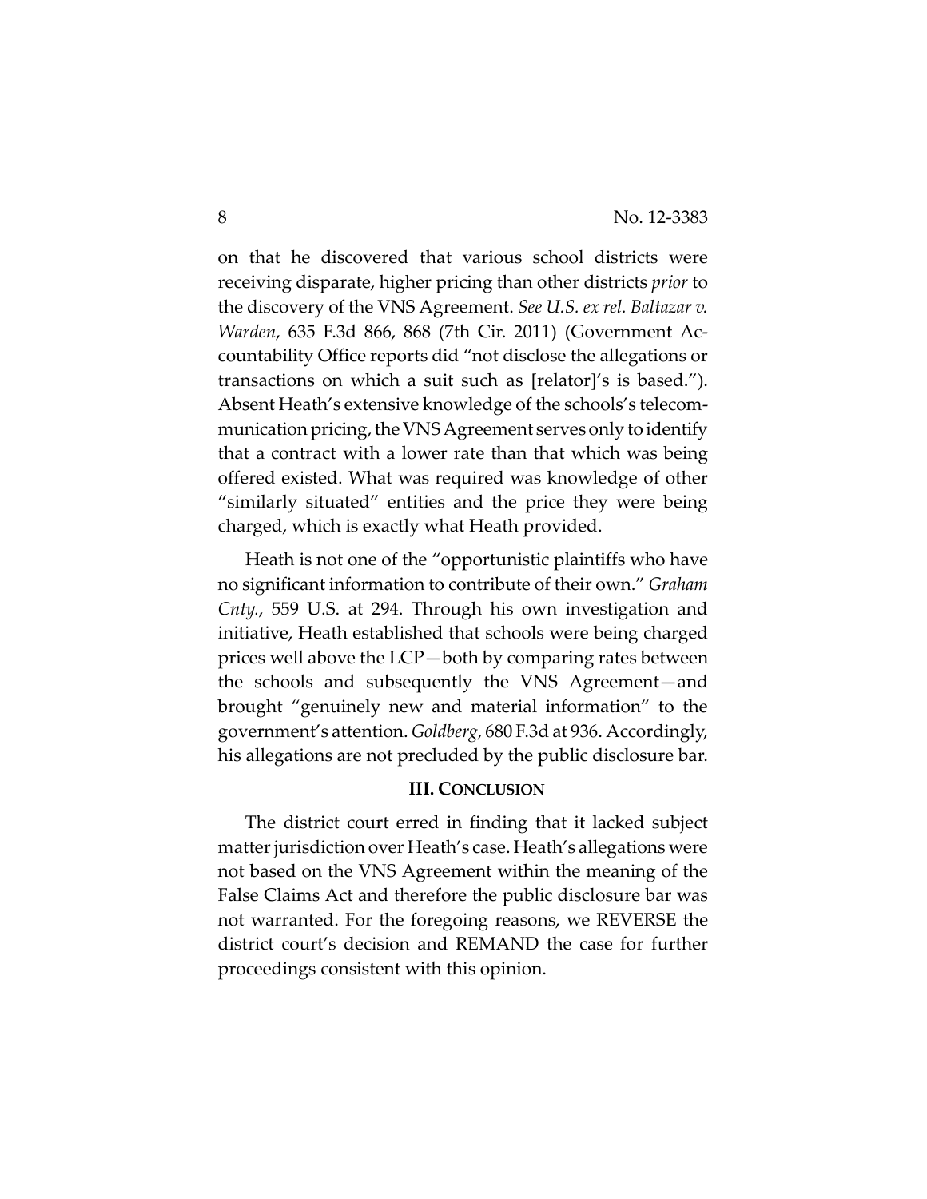on that he discovered that various school districts were receiving disparate, higher pricing than other districts *prior* to the discovery of the VNS Agreement. *See U.S. ex rel. Baltazar v. Warden*, 635 F.3d 866, 868 (7th Cir. 2011) (Government Accountability Office reports did "not disclose the allegations or transactions on which a suit such as [relator]'s is based."). Absent Heath's extensive knowledge of the schools's telecommunication pricing, the VNS Agreement serves only to identify that a contract with a lower rate than that which was being offered existed. What was required was knowledge of other "similarly situated" entities and the price they were being charged, which is exactly what Heath provided.

Heath is not one of the "opportunistic plaintiffs who have no significant information to contribute of their own." *Graham Cnty.*, 559 U.S. at 294. Through his own investigation and initiative, Heath established that schools were being charged prices well above the LCP—both by comparing rates between the schools and subsequently the VNS Agreement—and brought "genuinely new and material information" to the government's attention. *Goldberg*, 680 F.3d at 936. Accordingly, his allegations are not precluded by the public disclosure bar.

### III. CONCLUSION

The district court erred in finding that it lacked subject matter jurisdiction over Heath's case. Heath's allegations were not based on the VNS Agreement within the meaning of the False Claims Act and therefore the public disclosure bar was not warranted. For the foregoing reasons, we REVERSE the district court's decision and REMAND the case for further proceedings consistent with this opinion.